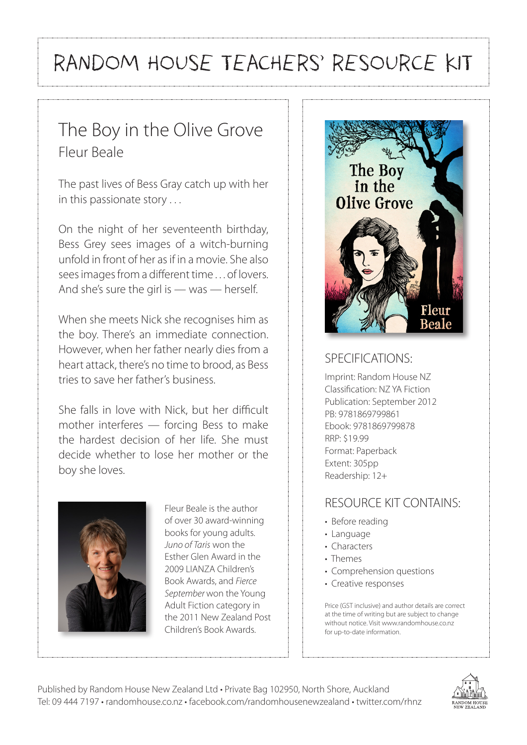# RANDOM HOUSE TEACHERS' RESOURCE KIT

## The Boy in the Olive Grove
### Fleur Beale

The past lives of Bess Gray catch up with her in this passionate story . . .

On the night of her seventeenth birthday, Bess Grey sees images of a witch-burning unfold in front of her as if in a movie. She also sees images from a different time . . . of lovers. And she's sure the girl is — was — herself.

When she meets Nick she recognises him as the boy. There's an immediate connection. However, when her father nearly dies from a heart attack, there's no time to brood, as Bess tries to save her father's business.

She falls in love with Nick, but her difficult mother interferes — forcing Bess to make the hardest decision of her life. She must decide whether to lose her mother or the boy she loves.

Fleur Beale is the author of over 30 award-winning books for young adults. *Juno of Taris* won the Esther Glen Award in the 2009 LIANZA Children's Book Awards, and *Fierce September* won the Young Adult Fiction category in the 2011 New Zealand Post Children's Book Awards.

## SPECIFICATIONS:

Imprint: Random House NZ
Classification: NZ YA Fiction
Publication: September 2012
PB: 9781869799861
Ebook: 9781869799878
RRP: $19.99
Format: Paperback
Extent: 305pp
Readership: 12+

## RESOURCE KIT CONTAINS:

- Before reading
- Language
- Characters
- Themes
- Comprehension questions
- Creative responses

Price (GST inclusive) and author details are correct at the time of writing but are subject to change without notice. Visit www.randomhouse.co.nz for up-to-date information.

Published by Random House New Zealand Ltd • Private Bag 102950, North Shore, Auckland
Tel: 09 444 7197 • randomhouse.co.nz • facebook.com/randomhousenewzealand • twitter.com/rhnz

RANDOM HOUSE NEW ZEALAND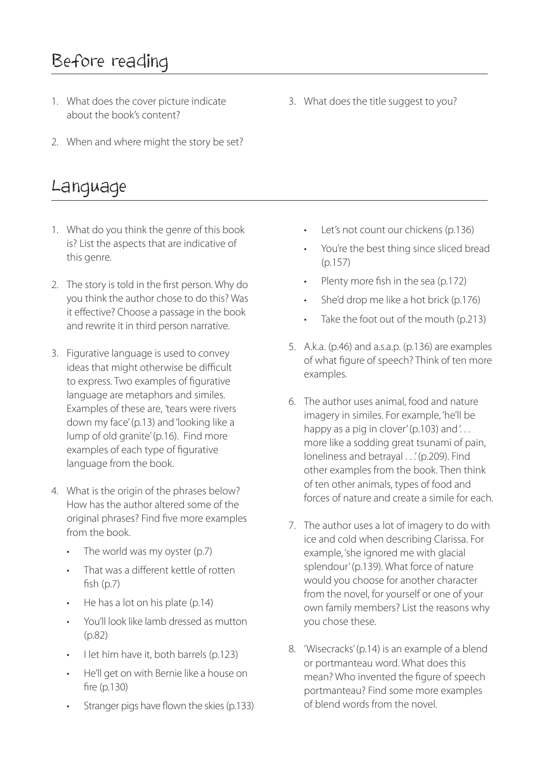## Before reading

1. What does the cover picture indicate about the book's content?
2. When and where might the story be set?
3. What does the title suggest to you?

## Language

1. What do you think the genre of this book is? List the aspects that are indicative of this genre.
2. The story is told in the first person. Why do you think the author chose to do this? Was it effective? Choose a passage in the book and rewrite it in third person narrative.
3. Figurative language is used to convey ideas that might otherwise be difficult to express. Two examples of figurative language are metaphors and similes. Examples of these are, 'tears were rivers down my face' (p.13) and 'looking like a lump of old granite' (p.16). Find more examples of each type of figurative language from the book.
4. What is the origin of the phrases below? How has the author altered some of the original phrases? Find five more examples from the book.
   - The world was my oyster (p.7)
   - That was a different kettle of rotten fish (p.7)
   - He has a lot on his plate (p.14)
   - You'll look like lamb dressed as mutton (p.82)
   - I let him have it, both barrels (p.123)
   - He'll get on with Bernie like a house on fire (p.130)
   - Stranger pigs have flown the skies (p.133)
   - Let's not count our chickens (p.136)
   - You're the best thing since sliced bread (p.157)
   - Plenty more fish in the sea (p.172)
   - She'd drop me like a hot brick (p.176)
   - Take the foot out of the mouth (p.213)
5. A.k.a. (p.46) and a.s.a.p. (p.136) are examples of what figure of speech? Think of ten more examples.
6. The author uses animal, food and nature imagery in similes. For example, 'he'll be happy as a pig in clover' (p.103) and '. . . more like a sodding great tsunami of pain, loneliness and betrayal . . .' (p.209). Find other examples from the book. Then think of ten other animals, types of food and forces of nature and create a simile for each.
7. The author uses a lot of imagery to do with ice and cold when describing Clarissa. For example, 'she ignored me with glacial splendour' (p.139). What force of nature would you choose for another character from the novel, for yourself or one of your own family members? List the reasons why you chose these.
8. 'Wisecracks' (p.14) is an example of a blend or portmanteau word. What does this mean? Who invented the figure of speech portmanteau? Find some more examples of blend words from the novel.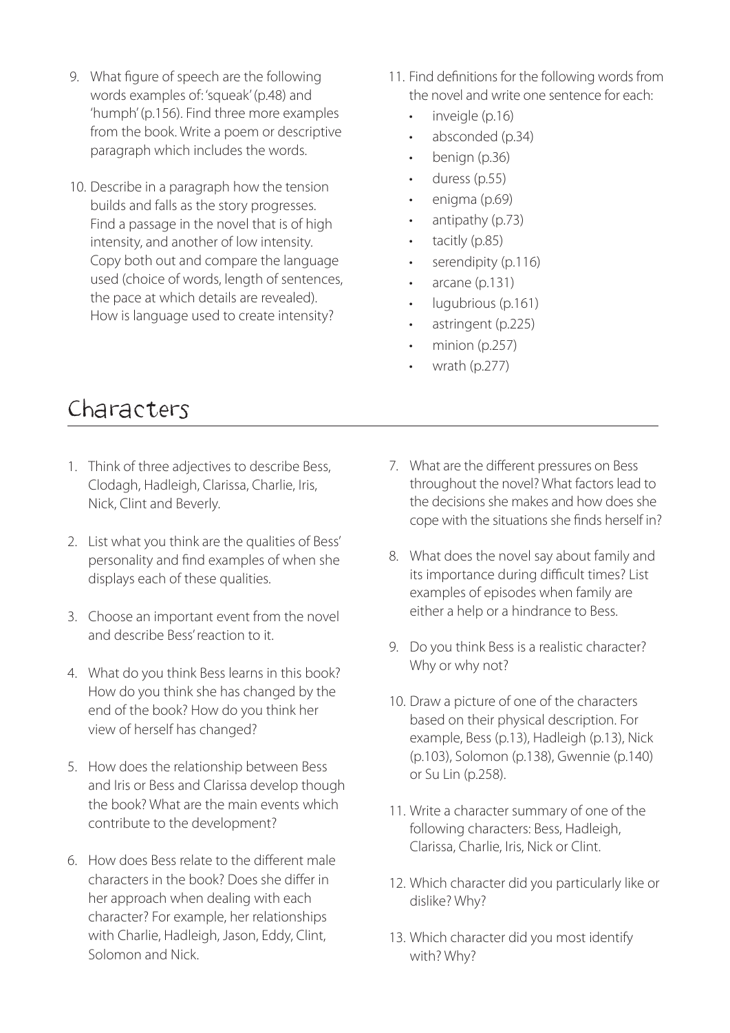9. What figure of speech are the following words examples of: 'squeak' (p.48) and 'humph' (p.156). Find three more examples from the book. Write a poem or descriptive paragraph which includes the words.

10. Describe in a paragraph how the tension builds and falls as the story progresses. Find a passage in the novel that is of high intensity, and another of low intensity. Copy both out and compare the language used (choice of words, length of sentences, the pace at which details are revealed). How is language used to create intensity?

11. Find definitions for the following words from the novel and write one sentence for each:
    - inveigle (p.16)
    - absconded (p.34)
    - benign (p.36)
    - duress (p.55)
    - enigma (p.69)
    - antipathy (p.73)
    - tacitly (p.85)
    - serendipity (p.116)
    - arcane (p.131)
    - lugubrious (p.161)
    - astringent (p.225)
    - minion (p.257)
    - wrath (p.277)

## Characters

1. Think of three adjectives to describe Bess, Clodagh, Hadleigh, Clarissa, Charlie, Iris, Nick, Clint and Beverly.

2. List what you think are the qualities of Bess' personality and find examples of when she displays each of these qualities.

3. Choose an important event from the novel and describe Bess' reaction to it.

4. What do you think Bess learns in this book? How do you think she has changed by the end of the book? How do you think her view of herself has changed?

5. How does the relationship between Bess and Iris or Bess and Clarissa develop though the book? What are the main events which contribute to the development?

6. How does Bess relate to the different male characters in the book? Does she differ in her approach when dealing with each character? For example, her relationships with Charlie, Hadleigh, Jason, Eddy, Clint, Solomon and Nick.

7. What are the different pressures on Bess throughout the novel? What factors lead to the decisions she makes and how does she cope with the situations she finds herself in?

8. What does the novel say about family and its importance during difficult times? List examples of episodes when family are either a help or a hindrance to Bess.

9. Do you think Bess is a realistic character? Why or why not?

10. Draw a picture of one of the characters based on their physical description. For example, Bess (p.13), Hadleigh (p.13), Nick (p.103), Solomon (p.138), Gwennie (p.140) or Su Lin (p.258).

11. Write a character summary of one of the following characters: Bess, Hadleigh, Clarissa, Charlie, Iris, Nick or Clint.

12. Which character did you particularly like or dislike? Why?

13. Which character did you most identify with? Why?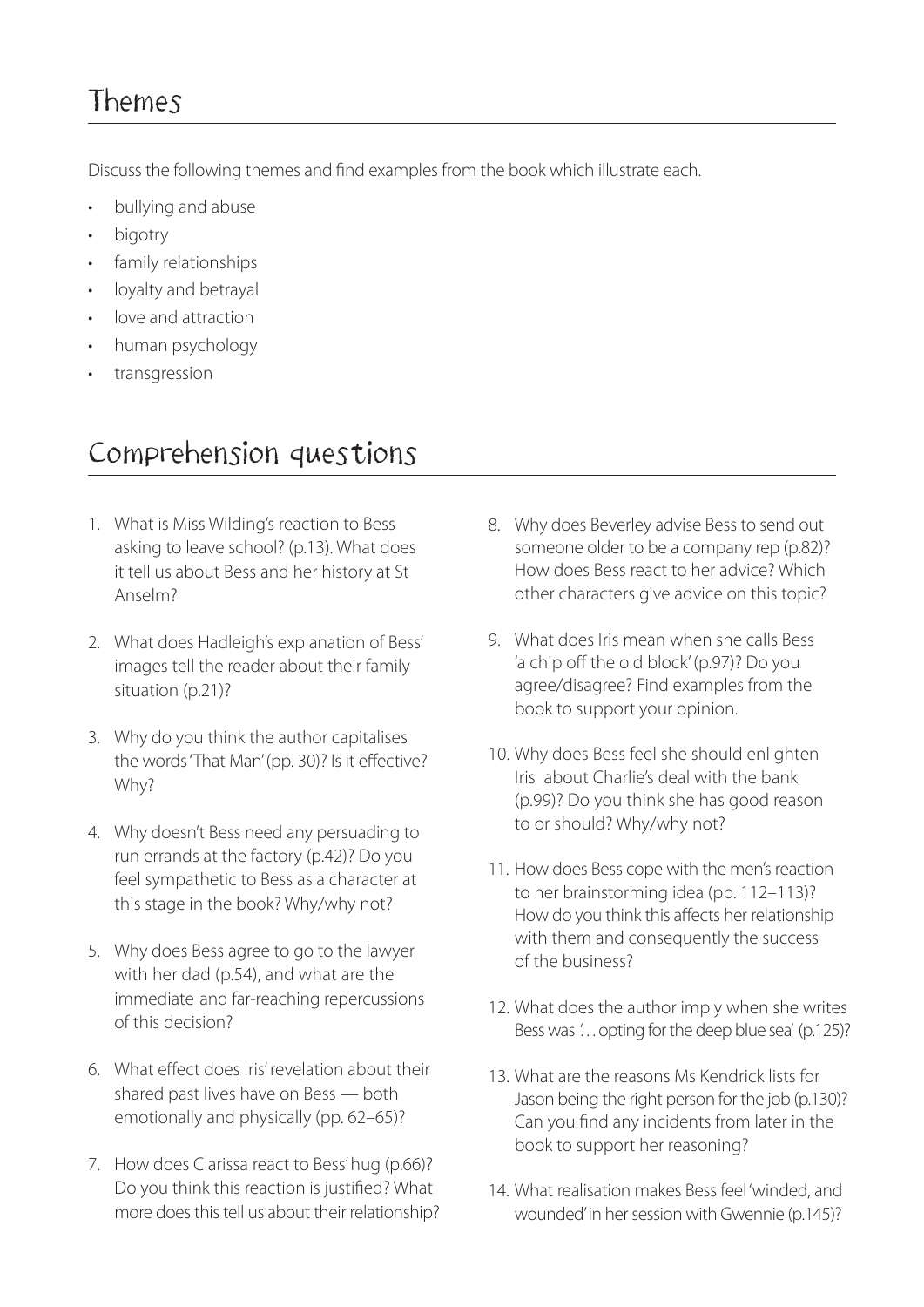## Themes

Discuss the following themes and find examples from the book which illustrate each.

- bullying and abuse
- bigotry
- family relationships
- loyalty and betrayal
- love and attraction
- human psychology
- transgression

## Comprehension questions

1. What is Miss Wilding's reaction to Bess asking to leave school? (p.13). What does it tell us about Bess and her history at St Anselm?
2. What does Hadleigh's explanation of Bess' images tell the reader about their family situation (p.21)?
3. Why do you think the author capitalises the words 'That Man' (pp. 30)? Is it effective? Why?
4. Why doesn't Bess need any persuading to run errands at the factory (p.42)? Do you feel sympathetic to Bess as a character at this stage in the book? Why/why not?
5. Why does Bess agree to go to the lawyer with her dad (p.54), and what are the immediate and far-reaching repercussions of this decision?
6. What effect does Iris' revelation about their shared past lives have on Bess — both emotionally and physically (pp. 62–65)?
7. How does Clarissa react to Bess' hug (p.66)? Do you think this reaction is justified? What more does this tell us about their relationship?
8. Why does Beverley advise Bess to send out someone older to be a company rep (p.82)? How does Bess react to her advice? Which other characters give advice on this topic?
9. What does Iris mean when she calls Bess 'a chip off the old block' (p.97)? Do you agree/disagree? Find examples from the book to support your opinion.
10. Why does Bess feel she should enlighten Iris about Charlie's deal with the bank (p.99)? Do you think she has good reason to or should? Why/why not?
11. How does Bess cope with the men's reaction to her brainstorming idea (pp. 112–113)? How do you think this affects her relationship with them and consequently the success of the business?
12. What does the author imply when she writes Bess was '… opting for the deep blue sea' (p.125)?
13. What are the reasons Ms Kendrick lists for Jason being the right person for the job (p.130)? Can you find any incidents from later in the book to support her reasoning?
14. What realisation makes Bess feel 'winded, and wounded' in her session with Gwennie (p.145)?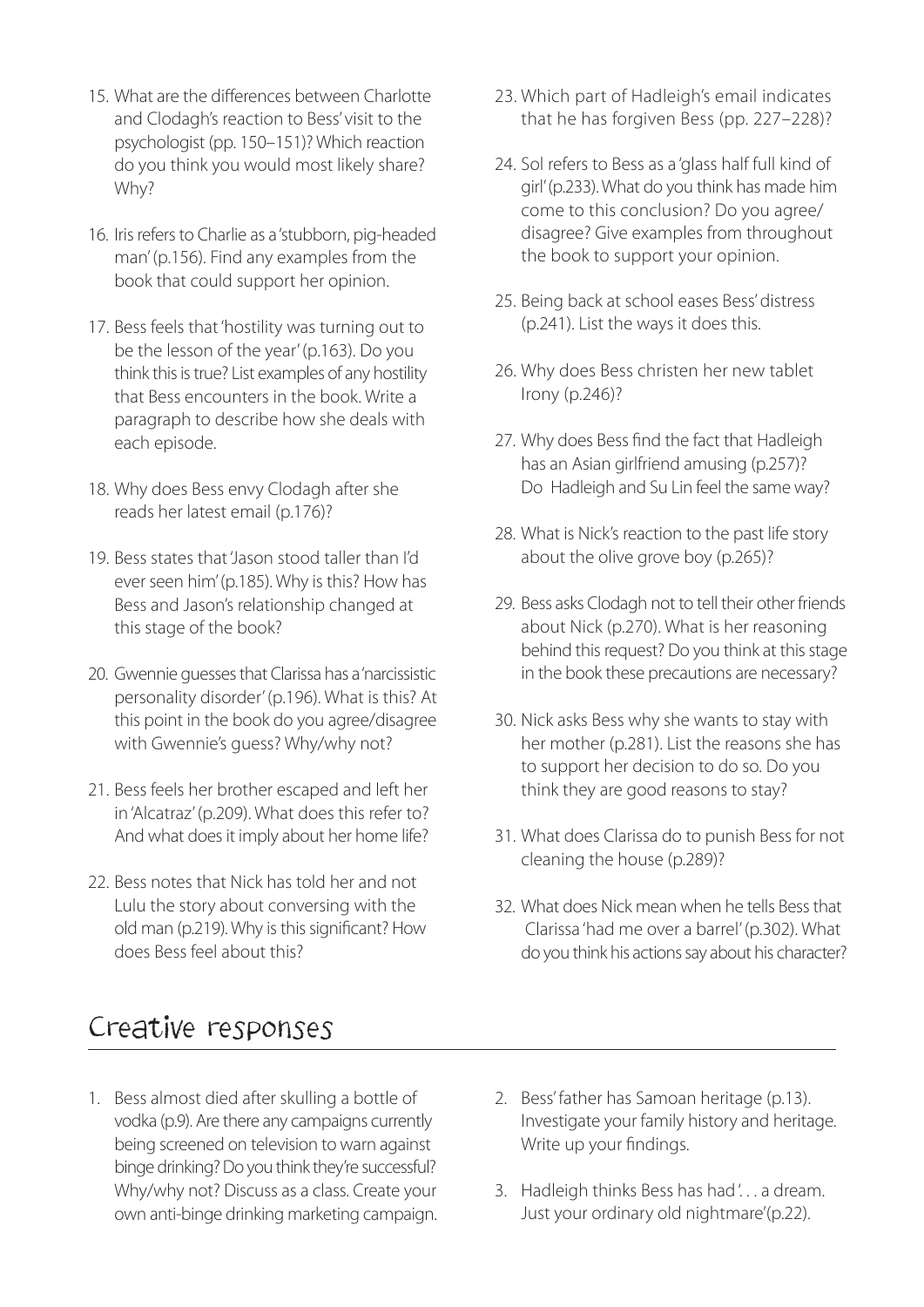15. What are the differences between Charlotte and Clodagh's reaction to Bess' visit to the psychologist (pp. 150–151)? Which reaction do you think you would most likely share? Why?

16. Iris refers to Charlie as a 'stubborn, pig-headed man' (p.156). Find any examples from the book that could support her opinion.

17. Bess feels that 'hostility was turning out to be the lesson of the year' (p.163). Do you think this is true? List examples of any hostility that Bess encounters in the book. Write a paragraph to describe how she deals with each episode.

18. Why does Bess envy Clodagh after she reads her latest email (p.176)?

19. Bess states that 'Jason stood taller than I'd ever seen him' (p.185). Why is this? How has Bess and Jason's relationship changed at this stage of the book?

20. Gwennie guesses that Clarissa has a 'narcissistic personality disorder' (p.196). What is this? At this point in the book do you agree/disagree with Gwennie's guess? Why/why not?

21. Bess feels her brother escaped and left her in 'Alcatraz' (p.209). What does this refer to? And what does it imply about her home life?

22. Bess notes that Nick has told her and not Lulu the story about conversing with the old man (p.219). Why is this significant? How does Bess feel about this?

23. Which part of Hadleigh's email indicates that he has forgiven Bess (pp. 227–228)?

24. Sol refers to Bess as a 'glass half full kind of girl' (p.233). What do you think has made him come to this conclusion? Do you agree/disagree? Give examples from throughout the book to support your opinion.

25. Being back at school eases Bess' distress (p.241). List the ways it does this.

26. Why does Bess christen her new tablet Irony (p.246)?

27. Why does Bess find the fact that Hadleigh has an Asian girlfriend amusing (p.257)? Do Hadleigh and Su Lin feel the same way?

28. What is Nick's reaction to the past life story about the olive grove boy (p.265)?

29. Bess asks Clodagh not to tell their other friends about Nick (p.270). What is her reasoning behind this request? Do you think at this stage in the book these precautions are necessary?

30. Nick asks Bess why she wants to stay with her mother (p.281). List the reasons she has to support her decision to do so. Do you think they are good reasons to stay?

31. What does Clarissa do to punish Bess for not cleaning the house (p.289)?

32. What does Nick mean when he tells Bess that Clarissa 'had me over a barrel' (p.302). What do you think his actions say about his character?

## Creative responses

1. Bess almost died after skulling a bottle of vodka (p.9). Are there any campaigns currently being screened on television to warn against binge drinking? Do you think they're successful? Why/why not? Discuss as a class. Create your own anti-binge drinking marketing campaign.

2. Bess' father has Samoan heritage (p.13). Investigate your family history and heritage. Write up your findings.

3. Hadleigh thinks Bess has had '. . . a dream. Just your ordinary old nightmare'(p.22).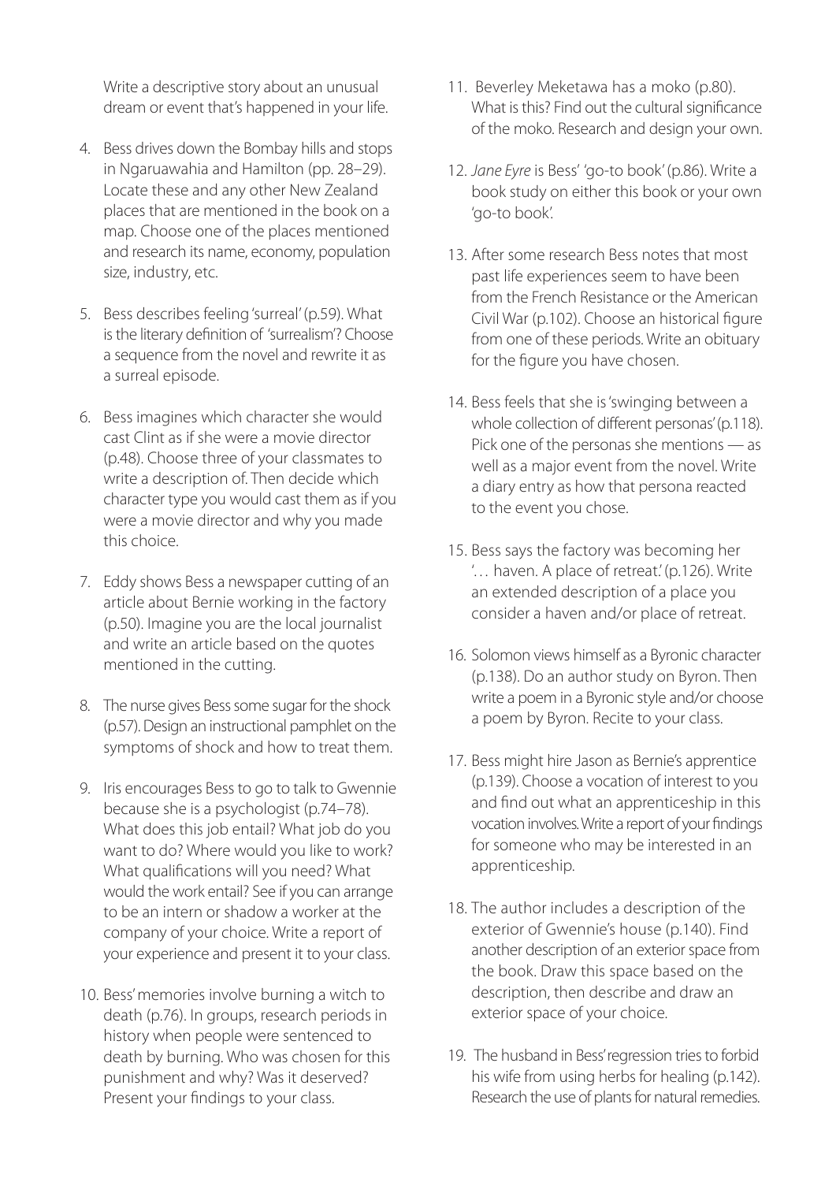Write a descriptive story about an unusual dream or event that's happened in your life.

4. Bess drives down the Bombay hills and stops in Ngaruawahia and Hamilton (pp. 28–29). Locate these and any other New Zealand places that are mentioned in the book on a map. Choose one of the places mentioned and research its name, economy, population size, industry, etc.

5. Bess describes feeling 'surreal' (p.59). What is the literary definition of 'surrealism'? Choose a sequence from the novel and rewrite it as a surreal episode.

6. Bess imagines which character she would cast Clint as if she were a movie director (p.48). Choose three of your classmates to write a description of. Then decide which character type you would cast them as if you were a movie director and why you made this choice.

7. Eddy shows Bess a newspaper cutting of an article about Bernie working in the factory (p.50). Imagine you are the local journalist and write an article based on the quotes mentioned in the cutting.

8. The nurse gives Bess some sugar for the shock (p.57). Design an instructional pamphlet on the symptoms of shock and how to treat them.

9. Iris encourages Bess to go to talk to Gwennie because she is a psychologist (p.74–78). What does this job entail? What job do you want to do? Where would you like to work? What qualifications will you need? What would the work entail? See if you can arrange to be an intern or shadow a worker at the company of your choice. Write a report of your experience and present it to your class.

10. Bess' memories involve burning a witch to death (p.76). In groups, research periods in history when people were sentenced to death by burning. Who was chosen for this punishment and why? Was it deserved? Present your findings to your class.

11. Beverley Meketawa has a moko (p.80). What is this? Find out the cultural significance of the moko. Research and design your own.

12. *Jane Eyre* is Bess' 'go-to book' (p.86). Write a book study on either this book or your own 'go-to book'.

13. After some research Bess notes that most past life experiences seem to have been from the French Resistance or the American Civil War (p.102). Choose an historical figure from one of these periods. Write an obituary for the figure you have chosen.

14. Bess feels that she is 'swinging between a whole collection of different personas' (p.118). Pick one of the personas she mentions — as well as a major event from the novel. Write a diary entry as how that persona reacted to the event you chose.

15. Bess says the factory was becoming her '… haven. A place of retreat.' (p.126). Write an extended description of a place you consider a haven and/or place of retreat.

16. Solomon views himself as a Byronic character (p.138). Do an author study on Byron. Then write a poem in a Byronic style and/or choose a poem by Byron. Recite to your class.

17. Bess might hire Jason as Bernie's apprentice (p.139). Choose a vocation of interest to you and find out what an apprenticeship in this vocation involves. Write a report of your findings for someone who may be interested in an apprenticeship.

18. The author includes a description of the exterior of Gwennie's house (p.140). Find another description of an exterior space from the book. Draw this space based on the description, then describe and draw an exterior space of your choice.

19. The husband in Bess' regression tries to forbid his wife from using herbs for healing (p.142). Research the use of plants for natural remedies.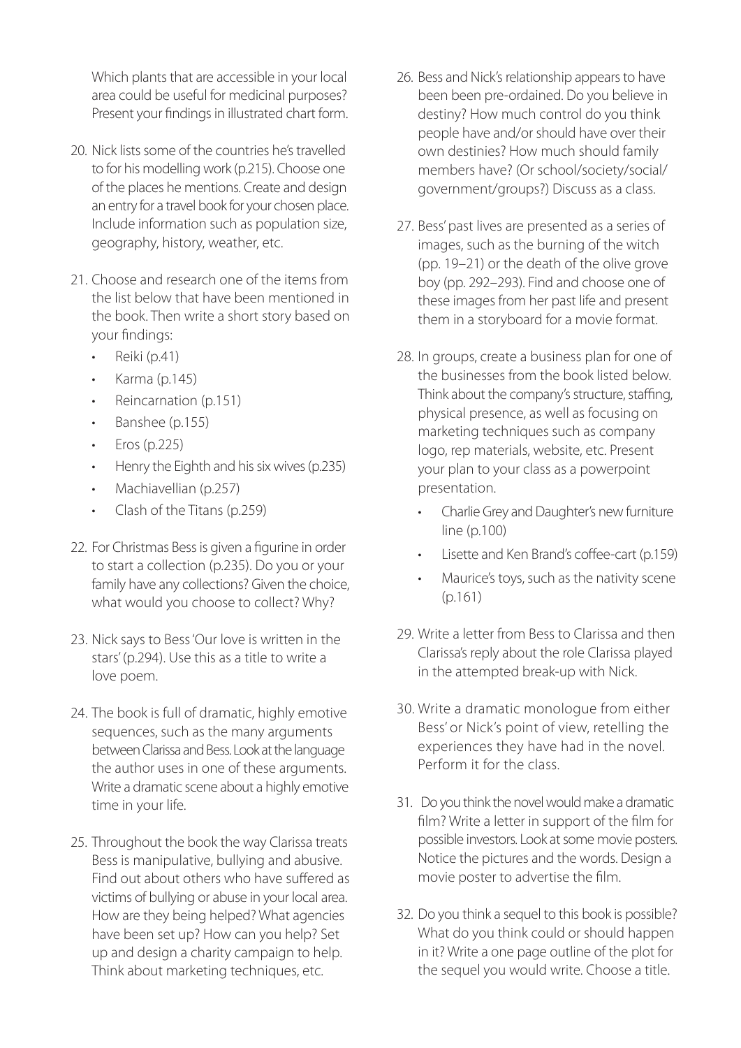Which plants that are accessible in your local area could be useful for medicinal purposes? Present your findings in illustrated chart form.

20. Nick lists some of the countries he's travelled to for his modelling work (p.215). Choose one of the places he mentions. Create and design an entry for a travel book for your chosen place. Include information such as population size, geography, history, weather, etc.

21. Choose and research one of the items from the list below that have been mentioned in the book. Then write a short story based on your findings:
    - Reiki (p.41)
    - Karma (p.145)
    - Reincarnation (p.151)
    - Banshee (p.155)
    - Eros (p.225)
    - Henry the Eighth and his six wives (p.235)
    - Machiavellian (p.257)
    - Clash of the Titans (p.259)

22. For Christmas Bess is given a figurine in order to start a collection (p.235). Do you or your family have any collections? Given the choice, what would you choose to collect? Why?

23. Nick says to Bess 'Our love is written in the stars' (p.294). Use this as a title to write a love poem.

24. The book is full of dramatic, highly emotive sequences, such as the many arguments between Clarissa and Bess. Look at the language the author uses in one of these arguments. Write a dramatic scene about a highly emotive time in your life.

25. Throughout the book the way Clarissa treats Bess is manipulative, bullying and abusive. Find out about others who have suffered as victims of bullying or abuse in your local area. How are they being helped? What agencies have been set up? How can you help? Set up and design a charity campaign to help. Think about marketing techniques, etc.

26. Bess and Nick's relationship appears to have been been pre-ordained. Do you believe in destiny? How much control do you think people have and/or should have over their own destinies? How much should family members have? (Or school/society/social/government/groups?) Discuss as a class.

27. Bess' past lives are presented as a series of images, such as the burning of the witch (pp. 19–21) or the death of the olive grove boy (pp. 292–293). Find and choose one of these images from her past life and present them in a storyboard for a movie format.

28. In groups, create a business plan for one of the businesses from the book listed below. Think about the company's structure, staffing, physical presence, as well as focusing on marketing techniques such as company logo, rep materials, website, etc. Present your plan to your class as a powerpoint presentation.
    - Charlie Grey and Daughter's new furniture line (p.100)
    - Lisette and Ken Brand's coffee-cart (p.159)
    - Maurice's toys, such as the nativity scene (p.161)

29. Write a letter from Bess to Clarissa and then Clarissa's reply about the role Clarissa played in the attempted break-up with Nick.

30. Write a dramatic monologue from either Bess' or Nick's point of view, retelling the experiences they have had in the novel. Perform it for the class.

31. Do you think the novel would make a dramatic film? Write a letter in support of the film for possible investors. Look at some movie posters. Notice the pictures and the words. Design a movie poster to advertise the film.

32. Do you think a sequel to this book is possible? What do you think could or should happen in it? Write a one page outline of the plot for the sequel you would write. Choose a title.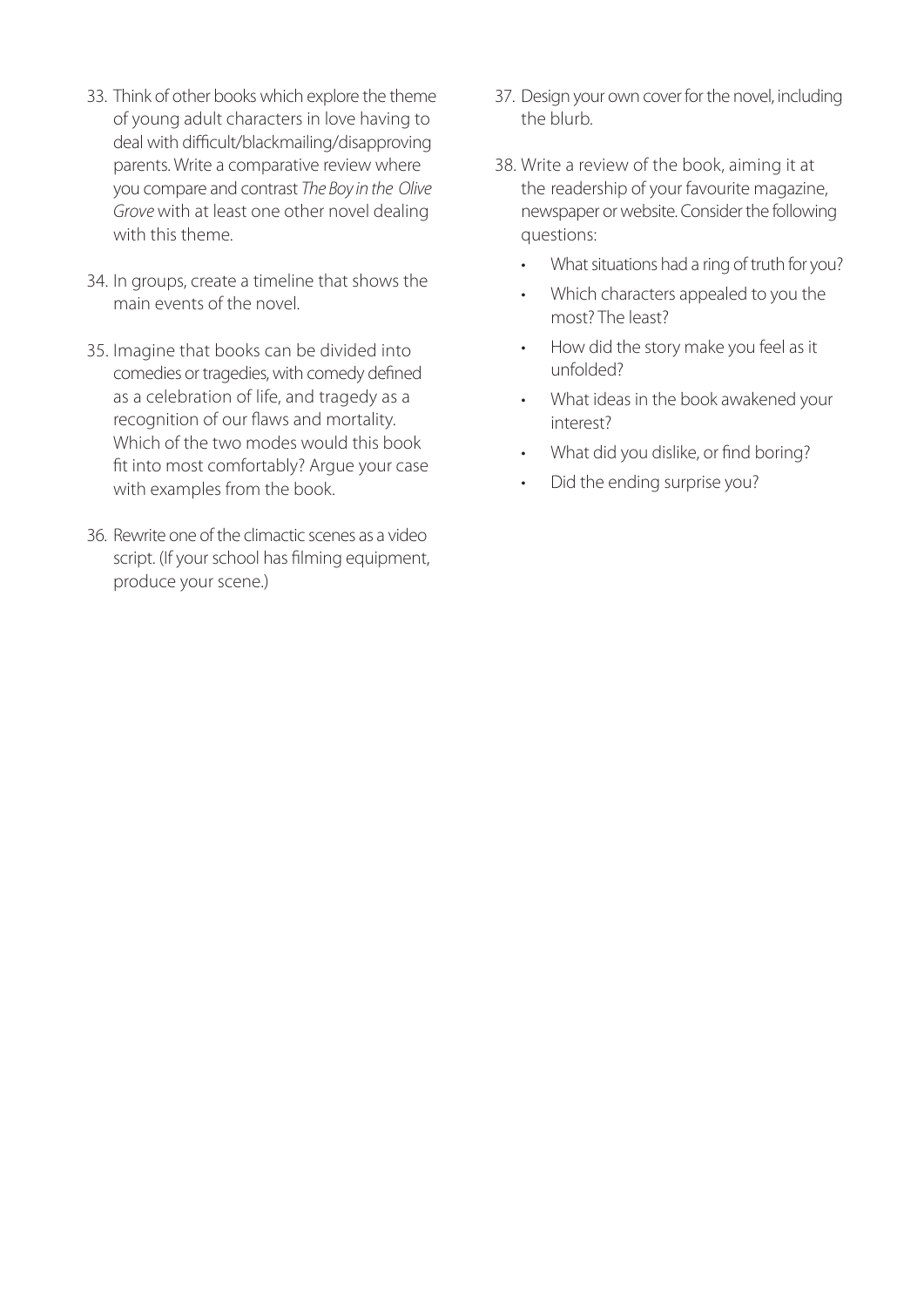33. Think of other books which explore the theme of young adult characters in love having to deal with difficult/blackmailing/disapproving parents. Write a comparative review where you compare and contrast *The Boy in the Olive Grove* with at least one other novel dealing with this theme.

34. In groups, create a timeline that shows the main events of the novel.

35. Imagine that books can be divided into comedies or tragedies, with comedy defined as a celebration of life, and tragedy as a recognition of our flaws and mortality. Which of the two modes would this book fit into most comfortably? Argue your case with examples from the book.

36. Rewrite one of the climactic scenes as a video script. (If your school has filming equipment, produce your scene.)

37. Design your own cover for the novel, including the blurb.

38. Write a review of the book, aiming it at the readership of your favourite magazine, newspaper or website. Consider the following questions:
    - What situations had a ring of truth for you?
    - Which characters appealed to you the most? The least?
    - How did the story make you feel as it unfolded?
    - What ideas in the book awakened your interest?
    - What did you dislike, or find boring?
    - Did the ending surprise you?